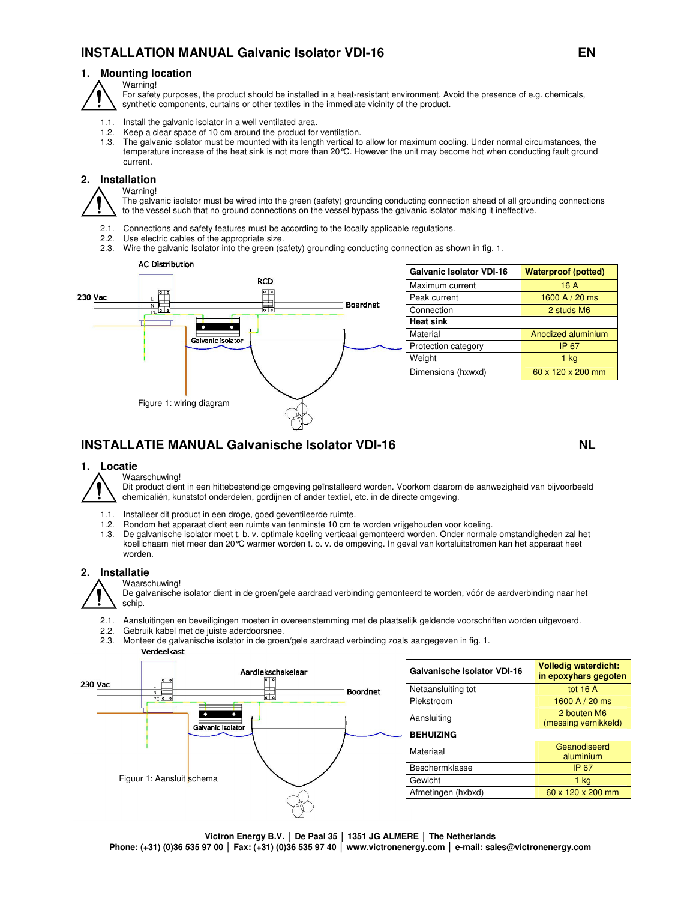## INSTALLATION MANUAL Galvanic Isolator VDI-16 — EN

### 1. Mounting location

Warning!
For safety purposes, the product should be installed in a heat-resistant environment. Avoid the presence of e.g. chemicals, synthetic components, curtains or other textiles in the immediate vicinity of the product.

1.1. Install the galvanic isolator in a well ventilated area.
1.2. Keep a clear space of 10 cm around the product for ventilation.
1.3. The galvanic isolator must be mounted with its length vertical to allow for maximum cooling. Under normal circumstances, the temperature increase of the heat sink is not more than 20℃. However the unit may become hot when conducting fault ground current.

### 2. Installation

Warning!
The galvanic isolator must be wired into the green (safety) grounding conducting connection ahead of all grounding connections to the vessel such that no ground connections on the vessel bypass the galvanic isolator making it ineffective.

2.1. Connections and safety features must be according to the locally applicable regulations.
2.2. Use electric cables of the appropriate size.
2.3. Wire the galvanic Isolator into the green (safety) grounding conducting connection as shown in fig. 1.

AC Distribution
230 Vac
L
N
PE
RCD
Boardnet
Galvanic Isolator

Figure 1: wiring diagram

| Galvanic Isolator VDI-16 | Waterproof (potted) |
|---|---|
| Maximum current | 16 A |
| Peak current | 1600 A / 20 ms |
| Connection | 2 studs M6 |
| **Heat sink** | |
| Material | Anodized aluminium |
| Protection category | IP 67 |
| Weight | 1 kg |
| Dimensions (hxwxd) | 60 x 120 x 200 mm |

## INSTALLATIE MANUAL Galvanische Isolator VDI-16 — NL

### 1. Locatie

Waarschuwing!
Dit product dient in een hittebestendige omgeving geïnstalleerd worden. Voorkom daarom de aanwezigheid van bijvoorbeeld chemicaliën, kunststof onderdelen, gordijnen of ander textiel, etc. in de directe omgeving.

1.1. Installeer dit product in een droge, goed geventileerde ruimte.
1.2. Rondom het apparaat dient een ruimte van tenminste 10 cm te worden vrijgehouden voor koeling.
1.3. De galvanische isolator moet t. b. v. optimale koeling verticaal gemonteerd worden. Onder normale omstandigheden zal het koellichaam niet meer dan 20℃ warmer worden t. o. v. de omgeving. In geval van kortsluitstromen kan het apparaat heet worden.

### 2. Installatie

Waarschuwing!
De galvanische isolator dient in de groen/gele aardraad verbinding gemonteerd te worden, vóór de aardverbinding naar het schip.

2.1. Aansluitingen en beveiligingen moeten in overeenstemming met de plaatselijk geldende voorschriften worden uitgevoerd.
2.2. Gebruik kabel met de juiste aderdoorsnee.
2.3. Monteer de galvanische isolator in de groen/gele aardraad verbinding zoals aangegeven in fig. 1.

Verdeelkast
230 Vac
L
N
PE
Aardlekschakelaar
Boordnet
Galvanic Isolator

Figuur 1: Aansluit schema

| Galvanische Isolator VDI-16 | Volledig waterdicht: in epoxyhars gegoten |
|---|---|
| Netaansluiting tot | tot 16 A |
| Piekstroom | 1600 A / 20 ms |
| Aansluiting | 2 bouten M6 (messing vernikkeld) |
| **BEHUIZING** | |
| Materiaal | Geanodiseerd aluminium |
| Beschermklasse | IP 67 |
| Gewicht | 1 kg |
| Afmetingen (hxbxd) | 60 x 120 x 200 mm |

**Victron Energy B.V. │ De Paal 35 │ 1351 JG ALMERE │ The Netherlands**
**Phone: (+31) (0)36 535 97 00 │ Fax: (+31) (0)36 535 97 40 │ www.victronenergy.com │ e-mail: sales@victronenergy.com**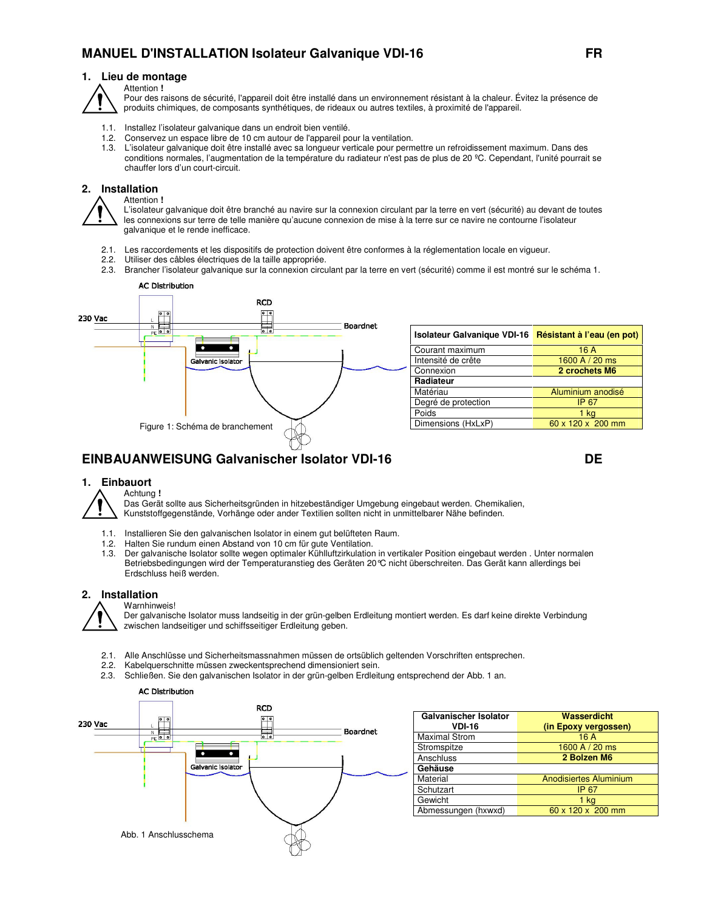## MANUEL D'INSTALLATION Isolateur Galvanique VDI-16 FR

### 1. Lieu de montage

Attention !
Pour des raisons de sécurité, l'appareil doit être installé dans un environnement résistant à la chaleur. Évitez la présence de produits chimiques, de composants synthétiques, de rideaux ou autres textiles, à proximité de l'appareil.

1.1. Installez l'isolateur galvanique dans un endroit bien ventilé.
1.2. Conservez un espace libre de 10 cm autour de l'appareil pour la ventilation.
1.3. L'isolateur galvanique doit être installé avec sa longueur verticale pour permettre un refroidissement maximum. Dans des conditions normales, l'augmentation de la température du radiateur n'est pas de plus de 20 ºC. Cependant, l'unité pourrait se chauffer lors d'un court-circuit.

### 2. Installation

Attention !
L'isolateur galvanique doit être branché au navire sur la connexion circulant par la terre en vert (sécurité) au devant de toutes les connexions sur terre de telle manière qu'aucune connexion de mise à la terre sur ce navire ne contourne l'isolateur galvanique et le rende inefficace.

2.1. Les raccordements et les dispositifs de protection doivent être conformes à la réglementation locale en vigueur.
2.2. Utiliser des câbles électriques de la taille appropriée.
2.3. Brancher l'isolateur galvanique sur la connexion circulant par la terre en vert (sécurité) comme il est montré sur le schéma 1.

AC Distribution
230 Vac
RCD
Boardnet
Galvanic isolator

Figure 1: Schéma de branchement

| Isolateur Galvanique VDI-16 | Résistant à l'eau (en pot) |
|---|---|
| Courant maximum | 16 A |
| Intensité de crête | 1600 A / 20 ms |
| Connexion | **2 crochets M6** |
| **Radiateur** | |
| Matériau | Aluminium anodisé |
| Degré de protection | IP 67 |
| Poids | 1 kg |
| Dimensions (HxLxP) | 60 x 120 x 200 mm |

## EINBAUANWEISUNG Galvanischer Isolator VDI-16 DE

### 1. Einbauort

Achtung !
Das Gerät sollte aus Sicherheitsgründen in hitzebeständiger Umgebung eingebaut werden. Chemikalien, Kunststoffgegenstände, Vorhänge oder ander Textilien sollten nicht in unmittelbarer Nähe befinden.

1.1. Installieren Sie den galvanischen Isolator in einem gut belüfteten Raum.
1.2. Halten Sie rundum einen Abstand von 10 cm für gute Ventilation.
1.3. Der galvanische Isolator sollte wegen optimaler Kühlluftzirkulation in vertikaler Position eingebaut werden . Unter normalen Betriebsbedingungen wird der Temperaturanstieg des Geräten 20℃ nicht überschreiten. Das Gerät kann allerdings bei Erdschluss heiß werden.

### 2. Installation

Warnhinweis!
Der galvanische Isolator muss landseitig in der grün-gelben Erdleitung montiert werden. Es darf keine direkte Verbindung zwischen landseitiger und schiffsseitiger Erdleitung geben.

2.1. Alle Anschlüsse und Sicherheitsmassnahmen müssen de ortsüblich geltenden Vorschriften entsprechen.
2.2. Kabelquerschnitte müssen zweckentsprechend dimensioniert sein.
2.3. Schließen. Sie den galvanischen Isolator in der grün-gelben Erdleitung entsprechend der Abb. 1 an.

AC Distribution
230 Vac
RCD
Boardnet
Galvanic isolator

Abb. 1 Anschlusschema

| Galvanischer Isolator VDI-16 | Wasserdicht (in Epoxy vergossen) |
|---|---|
| Maximal Strom | 16 A |
| Stromspitze | 1600 A / 20 ms |
| Anschluss | **2 Bolzen M6** |
| **Gehäuse** | |
| Material | Anodisiertes Aluminium |
| Schutzart | IP 67 |
| Gewicht | 1 kg |
| Abmessungen (hxwxd) | 60 x 120 x 200 mm |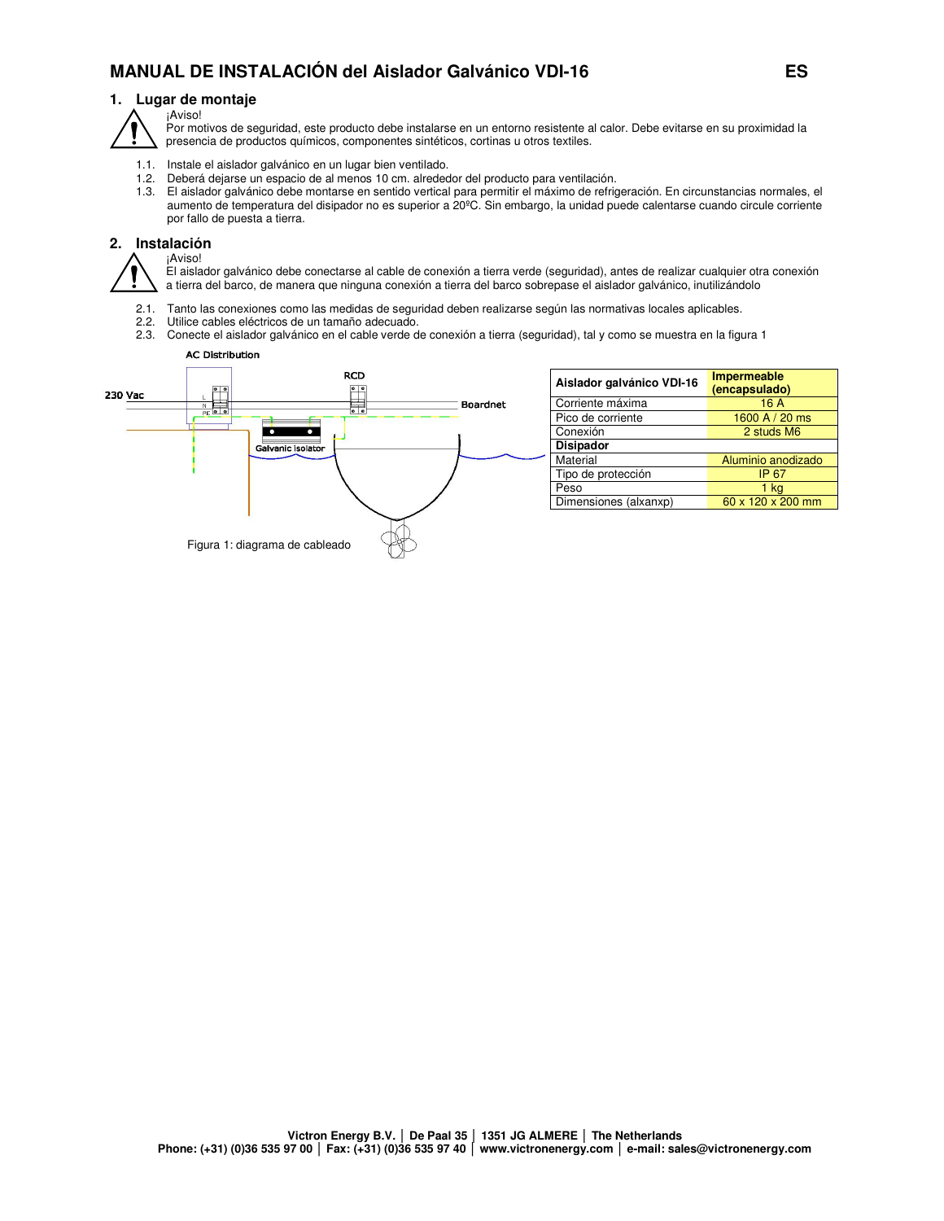# MANUAL DE INSTALACIÓN del Aislador Galvánico VDI-16

ES

## 1. Lugar de montaje

¡Aviso!
Por motivos de seguridad, este producto debe instalarse en un entorno resistente al calor. Debe evitarse en su proximidad la presencia de productos químicos, componentes sintéticos, cortinas u otros textiles.

1.1. Instale el aislador galvánico en un lugar bien ventilado.
1.2. Deberá dejarse un espacio de al menos 10 cm. alrededor del producto para ventilación.
1.3. El aislador galvánico debe montarse en sentido vertical para permitir el máximo de refrigeración. En circunstancias normales, el aumento de temperatura del disipador no es superior a 20ºC. Sin embargo, la unidad puede calentarse cuando circule corriente por fallo de puesta a tierra.

## 2. Instalación

¡Aviso!
El aislador galvánico debe conectarse al cable de conexión a tierra verde (seguridad), antes de realizar cualquier otra conexión a tierra del barco, de manera que ninguna conexión a tierra del barco sobrepase el aislador galvánico, inutilizándolo

2.1. Tanto las conexiones como las medidas de seguridad deben realizarse según las normativas locales aplicables.
2.2. Utilice cables eléctricos de un tamaño adecuado.
2.3. Conecte el aislador galvánico en el cable verde de conexión a tierra (seguridad), tal y como se muestra en la figura 1

AC Distribution
RCD
230 Vac
L
N
PE
Boardnet
Galvanic isolator

Figura 1: diagrama de cableado

| Aislador galvánico VDI-16 | Impermeable (encapsulado) |
|---|---|
| Corriente máxima | 16 A |
| Pico de corriente | 1600 A / 20 ms |
| Conexión | 2 studs M6 |
| **Disipador** | |
| Material | Aluminio anodizado |
| Tipo de protección | IP 67 |
| Peso | 1 kg |
| Dimensiones (alxanxp) | 60 x 120 x 200 mm |

**Victron Energy B.V. | De Paal 35 | 1351 JG ALMERE | The Netherlands**
**Phone: (+31) (0)36 535 97 00 | Fax: (+31) (0)36 535 97 40 | www.victronenergy.com | e-mail: sales@victronenergy.com**